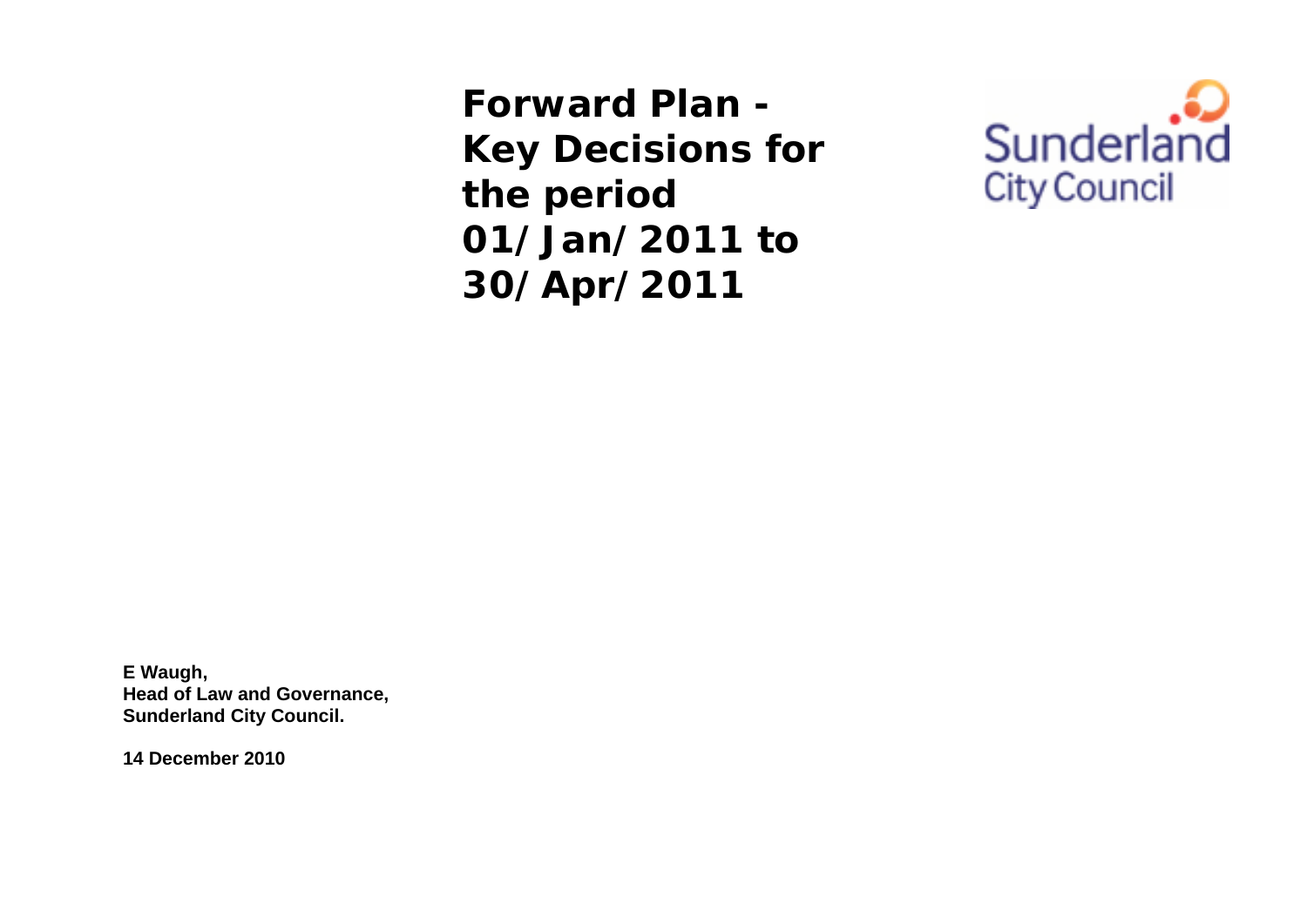# Forward Plan - Key Decisions for the period 01/Jan/2011 to 30/Apr/2011

Sunderland City Council

**E Waugh,**
**Head of Law and Governance,**
**Sunderland City Council.**

**14 December 2010**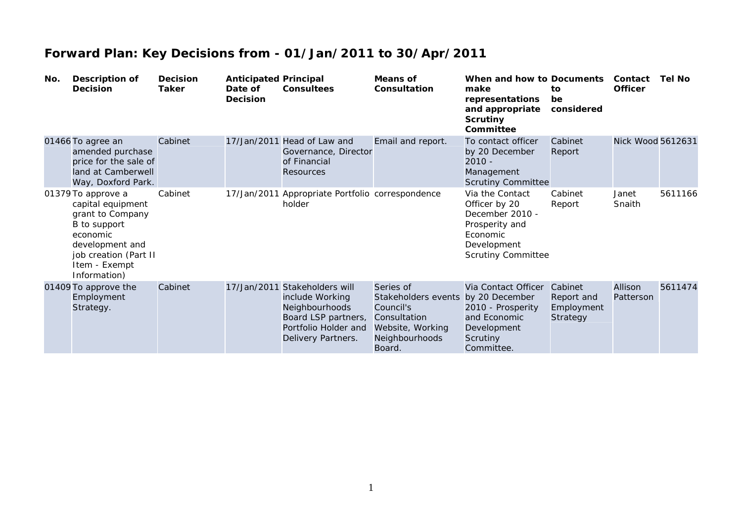# Forward Plan: Key Decisions from - 01/Jan/2011 to 30/Apr/2011

| No. | Description of Decision | Decision Taker | Anticipated Date of Decision | Principal Consultees | Means of Consultation | When and how to make representations and appropriate Scrutiny Committee | Documents to be considered | Contact Officer | Tel No |
|---|---|---|---|---|---|---|---|---|---|
| 01466 | To agree an amended purchase price for the sale of land at Camberwell Way, Doxford Park. | Cabinet | 17/Jan/2011 | Head of Law and Governance, Director of Financial Resources | Email and report. | To contact officer by 20 December 2010 - Management Scrutiny Committee | Cabinet Report | Nick Wood | 5612631 |
| 01379 | To approve a capital equipment grant to Company B to support economic development and job creation (Part II Item - Exempt Information) | Cabinet | 17/Jan/2011 | Appropriate Portfolio holder | correspondence | Via the Contact Officer by 20 December 2010 - Prosperity and Economic Development Scrutiny Committee | Cabinet Report | Janet Snaith | 5611166 |
| 01409 | To approve the Employment Strategy. | Cabinet | 17/Jan/2011 | Stakeholders will include Working Neighbourhoods Board LSP partners, Portfolio Holder and Delivery Partners. | Series of Stakeholders events Council's Consultation Website, Working Neighbourhoods Board. | Via Contact Officer by 20 December 2010 - Prosperity and Economic Development Scrutiny Committee. | Cabinet Report and Employment Strategy | Allison Patterson | 5611474 |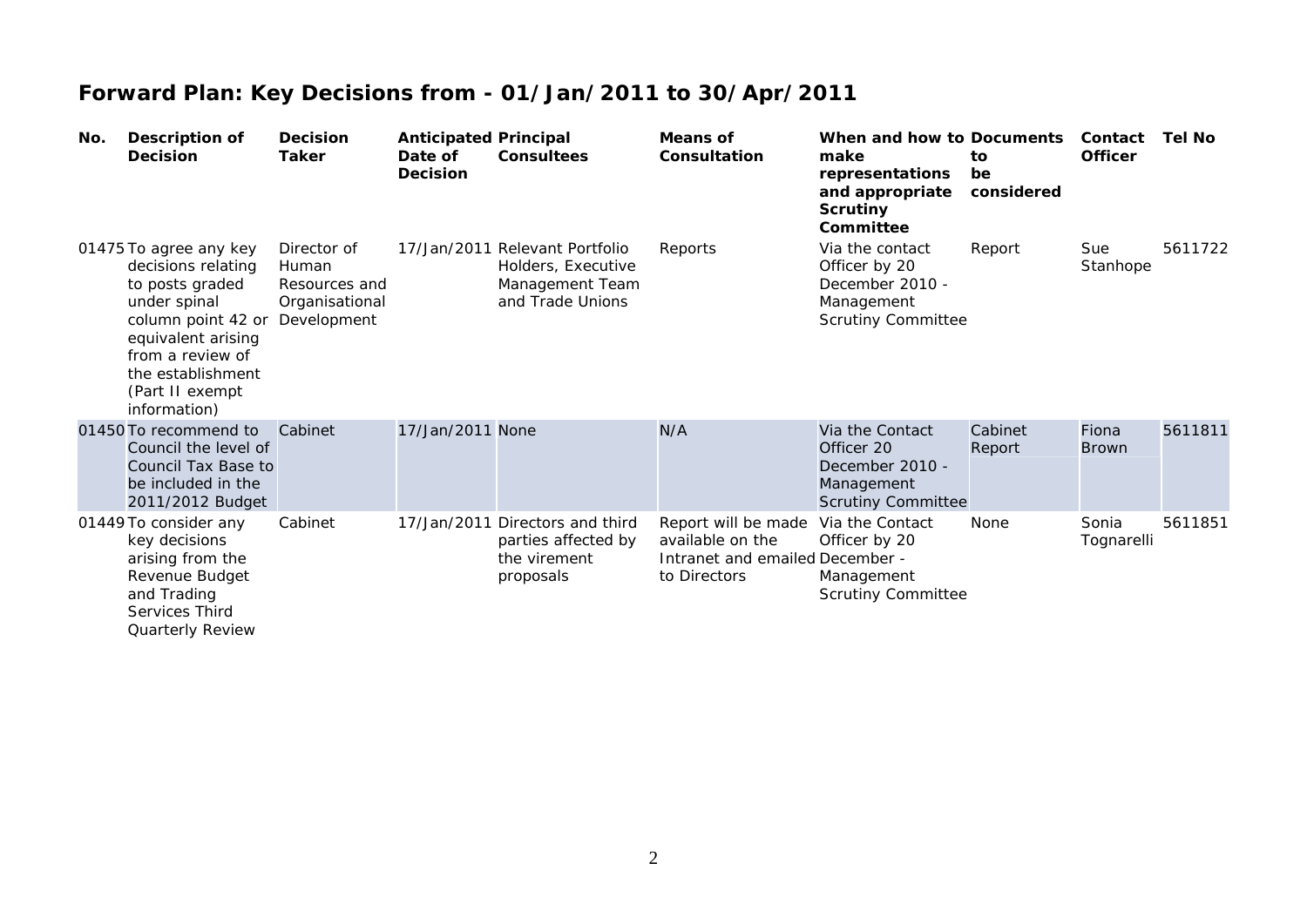## Forward Plan: Key Decisions from - 01/Jan/2011 to 30/Apr/2011

| No. | Description of Decision | Decision Taker | Anticipated Date of Decision | Principal Consultees | Means of Consultation | When and how to make representations and appropriate Scrutiny Committee | Documents to be considered | Contact Officer | Tel No |
|---|---|---|---|---|---|---|---|---|---|
| 01475 | To agree any key decisions relating to posts graded under spinal column point 42 or equivalent arising from a review of the establishment (Part II exempt information) | Director of Human Resources and Organisational Development | 17/Jan/2011 | Relevant Portfolio Holders, Executive Management Team and Trade Unions | Reports | Via the contact Officer by 20 December 2010 - Management Scrutiny Committee | Report | Sue Stanhope | 5611722 |
| 01450 | To recommend to Council the level of Council Tax Base to be included in the 2011/2012 Budget | Cabinet | 17/Jan/2011 | None | N/A | Via the Contact Officer 20 December 2010 - Management Scrutiny Committee | Cabinet Report | Fiona Brown | 5611811 |
| 01449 | To consider any key decisions arising from the Revenue Budget and Trading Services Third Quarterly Review | Cabinet | 17/Jan/2011 | Directors and third parties affected by the virement proposals | Report will be made available on the Intranet and emailed to Directors | Via the Contact Officer by 20 December - Management Scrutiny Committee | None | Sonia Tognarelli | 5611851 |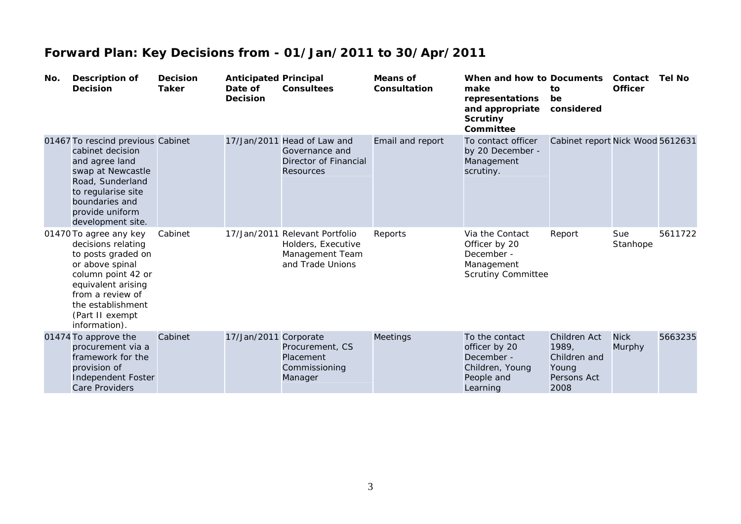# Forward Plan: Key Decisions from - 01/Jan/2011 to 30/Apr/2011

| No. | Description of Decision | Decision Taker | Anticipated Date of Decision | Principal Consultees | Means of Consultation | When and how to make representations and appropriate Scrutiny Committee | Documents to be considered | Contact Officer | Tel No |
|---|---|---|---|---|---|---|---|---|---|
| 01467 | To rescind previous cabinet decision and agree land swap at Newcastle Road, Sunderland to regularise site boundaries and provide uniform development site. | Cabinet | 17/Jan/2011 | Head of Law and Governance and Director of Financial Resources | Email and report | To contact officer by 20 December - Management scrutiny. | Cabinet report | Nick Wood | 5612631 |
| 01470 | To agree any key decisions relating to posts graded on or above spinal column point 42 or equivalent arising from a review of the establishment (Part II exempt information). | Cabinet | 17/Jan/2011 | Relevant Portfolio Holders, Executive Management Team and Trade Unions | Reports | Via the Contact Officer by 20 December - Management Scrutiny Committee | Report | Sue Stanhope | 5611722 |
| 01474 | To approve the procurement via a framework for the provision of Independent Foster Care Providers | Cabinet | 17/Jan/2011 | Corporate Procurement, CS Placement Commissioning Manager | Meetings | To the contact officer by 20 December - Children, Young People and Learning | Children Act 1989, Children and Young Persons Act 2008 | Nick Murphy | 5663235 |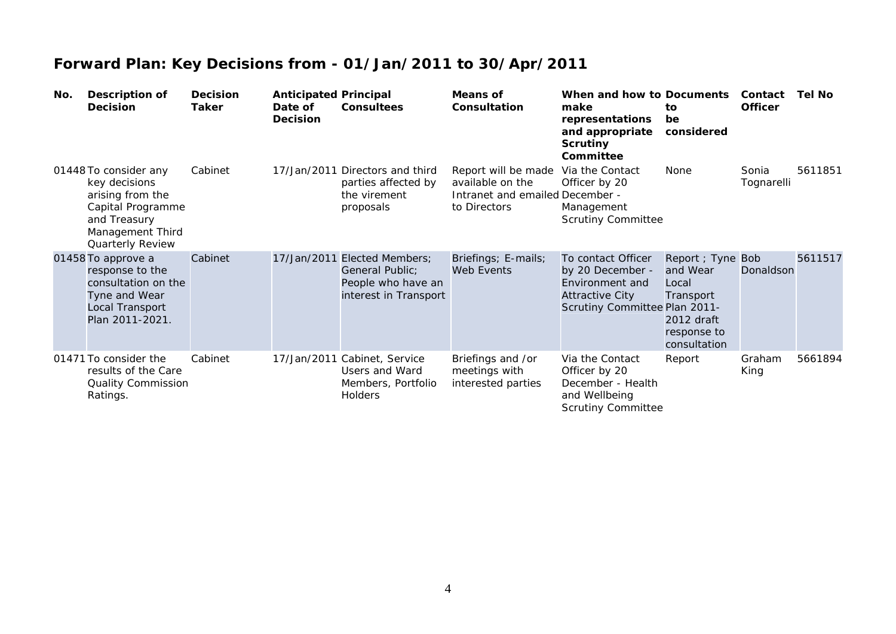# Forward Plan: Key Decisions from - 01/Jan/2011 to 30/Apr/2011

| No. | Description of Decision | Decision Taker | Anticipated Date of Decision | Principal Consultees | Means of Consultation | When and how to make representations and appropriate Scrutiny Committee | Documents to be considered | Contact Officer | Tel No |
|---|---|---|---|---|---|---|---|---|---|
| 01448 | To consider any key decisions arising from the Capital Programme and Treasury Management Third Quarterly Review | Cabinet | 17/Jan/2011 | Directors and third parties affected by the virement proposals | Report will be made available on the Intranet and emailed to Directors | Via the Contact Officer by 20 December - Management Scrutiny Committee | None | Sonia Tognarelli | 5611851 |
| 01458 | To approve a response to the consultation on the Tyne and Wear Local Transport Plan 2011-2021. | Cabinet | 17/Jan/2011 | Elected Members; General Public; People who have an interest in Transport | Briefings; E-mails; Web Events | To contact Officer by 20 December - Environment and Attractive City Scrutiny Committee | Report ; Tyne and Wear Local Transport Plan 2011-2012 draft response to consultation | Bob Donaldson | 5611517 |
| 01471 | To consider the results of the Care Quality Commission Ratings. | Cabinet | 17/Jan/2011 | Cabinet, Service Users and Ward Members, Portfolio Holders | Briefings and /or meetings with interested parties | Via the Contact Officer by 20 December - Health and Wellbeing Scrutiny Committee | Report | Graham King | 5661894 |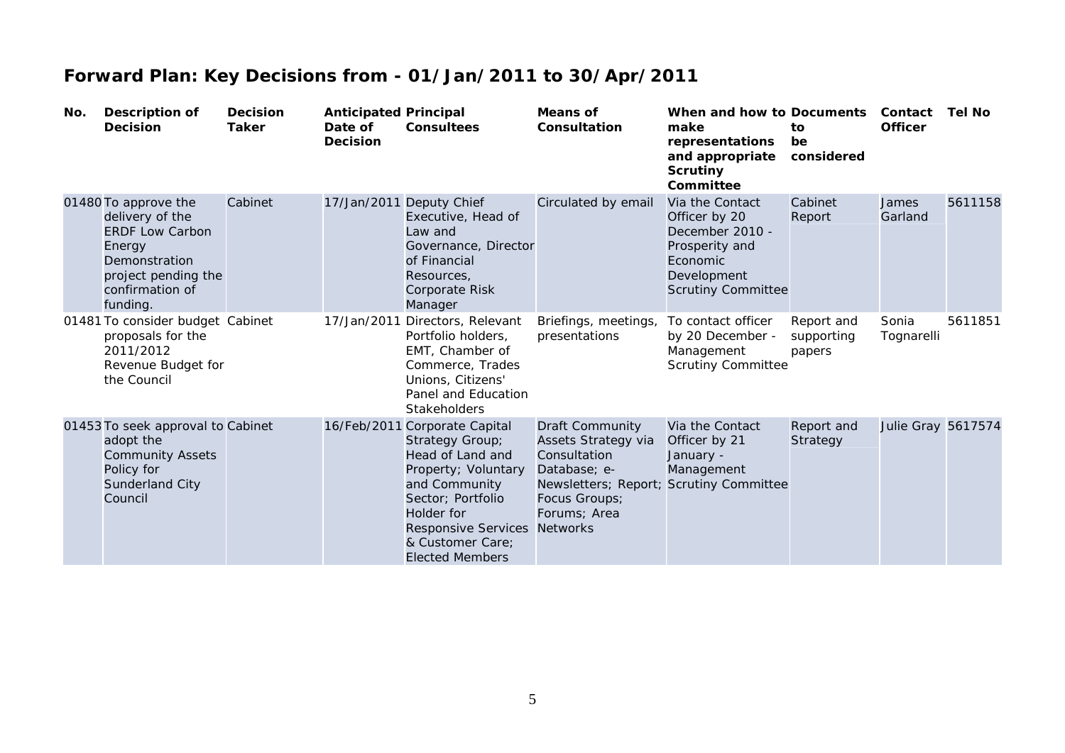# Forward Plan: Key Decisions from - 01/Jan/2011 to 30/Apr/2011

| No. | Description of Decision | Decision Taker | Anticipated Date of Decision | Principal Consultees | Means of Consultation | When and how to make representations and appropriate Scrutiny Committee | Documents to be considered | Contact Officer | Tel No |
|---|---|---|---|---|---|---|---|---|---|
| 01480 | To approve the delivery of the ERDF Low Carbon Energy Demonstration project pending the confirmation of funding. | Cabinet | 17/Jan/2011 | Deputy Chief Executive, Head of Law and Governance, Director of Financial Resources, Corporate Risk Manager | Circulated by email | Via the Contact Officer by 20 December 2010 - Prosperity and Economic Development Scrutiny Committee | Cabinet Report | James Garland | 5611158 |
| 01481 | To consider budget proposals for the 2011/2012 Revenue Budget for the Council | Cabinet | 17/Jan/2011 | Directors, Relevant Portfolio holders, EMT, Chamber of Commerce, Trades Unions, Citizens' Panel and Education Stakeholders | Briefings, meetings, presentations | To contact officer by 20 December - Management Scrutiny Committee | Report and supporting papers | Sonia Tognarelli | 5611851 |
| 01453 | To seek approval to adopt the Community Assets Policy for Sunderland City Council | Cabinet | 16/Feb/2011 | Corporate Capital Strategy Group; Head of Land and Property; Voluntary and Community Sector; Portfolio Holder for Responsive Services & Customer Care; Elected Members | Draft Community Assets Strategy via Consultation Database; e-Newsletters; Report; Focus Groups; Forums; Area Networks | Via the Contact Officer by 21 January - Management Scrutiny Committee | Report and Strategy | Julie Gray | 5617574 |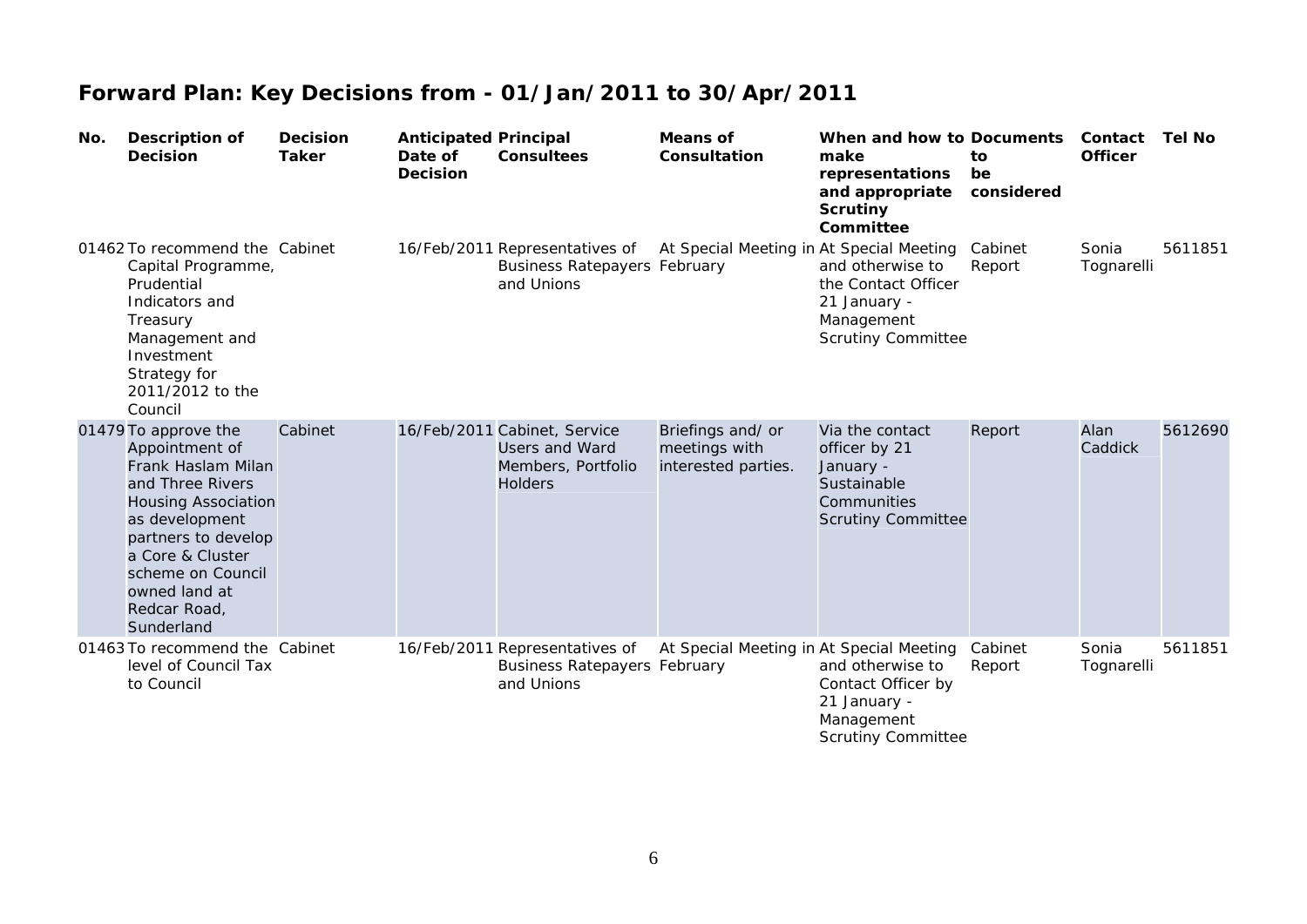# Forward Plan: Key Decisions from - 01/Jan/2011 to 30/Apr/2011

| No. | Description of Decision | Decision Taker | Anticipated Date of Decision | Principal Consultees | Means of Consultation | When and how to make representations and appropriate Scrutiny Committee | Documents to be considered | Contact Officer | Tel No |
|---|---|---|---|---|---|---|---|---|---|
| 01462 | To recommend the Capital Programme, Prudential Indicators and Treasury Management and Investment Strategy for 2011/2012 to the Council | Cabinet | 16/Feb/2011 | Representatives of Business Ratepayers and Unions | At Special Meeting in February | At Special Meeting and otherwise to the Contact Officer 21 January - Management Scrutiny Committee | Cabinet Report | Sonia Tognarelli | 5611851 |
| 01479 | To approve the Appointment of Frank Haslam Milan and Three Rivers Housing Association as development partners to develop a Core & Cluster scheme on Council owned land at Redcar Road, Sunderland | Cabinet | 16/Feb/2011 | Cabinet, Service Users and Ward Members, Portfolio Holders | Briefings and/ or meetings with interested parties. | Via the contact officer by 21 January - Sustainable Communities Scrutiny Committee | Report | Alan Caddick | 5612690 |
| 01463 | To recommend the level of Council Tax to Council | Cabinet | 16/Feb/2011 | Representatives of Business Ratepayers and Unions | At Special Meeting in February | At Special Meeting and otherwise to Contact Officer by 21 January - Management Scrutiny Committee | Cabinet Report | Sonia Tognarelli | 5611851 |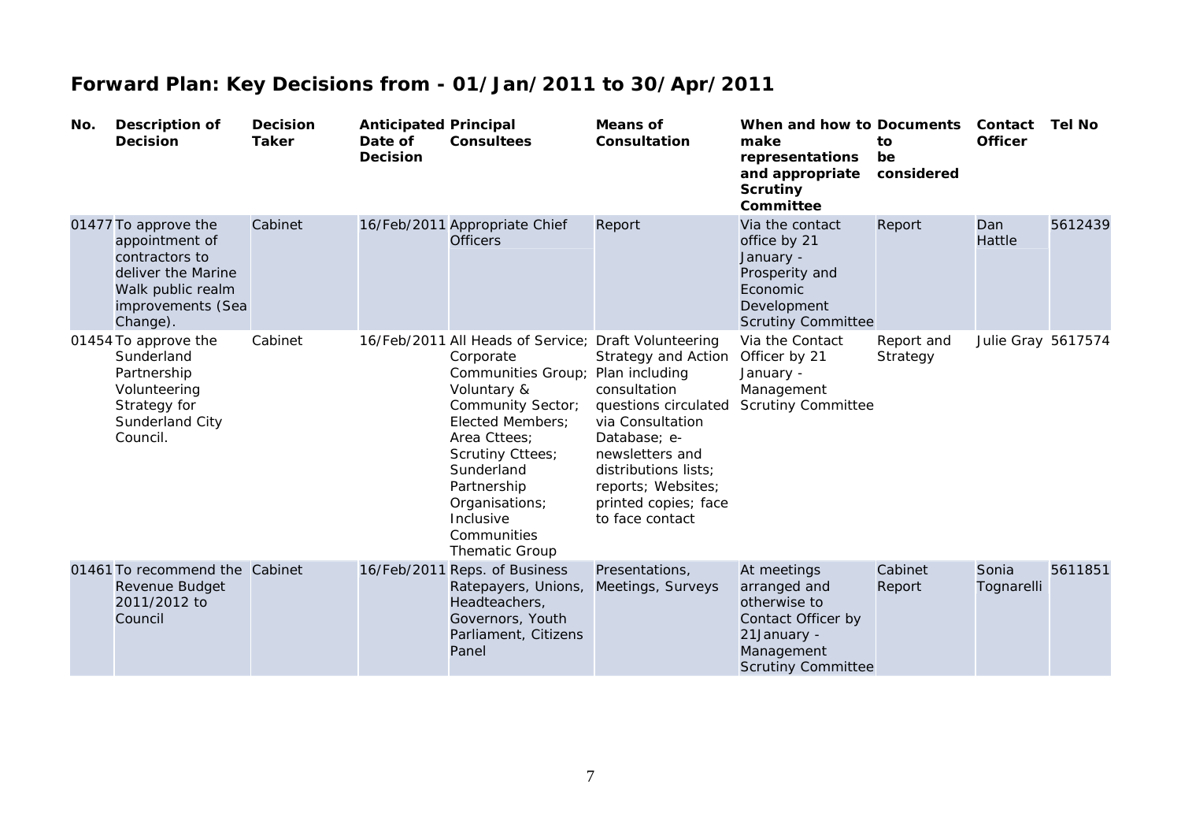## Forward Plan: Key Decisions from - 01/Jan/2011 to 30/Apr/2011

| No. | Description of Decision | Decision Taker | Anticipated Date of Decision | Principal Consultees | Means of Consultation | When and how to make representations and appropriate Scrutiny Committee | Documents to be considered | Contact Officer | Tel No |
|---|---|---|---|---|---|---|---|---|---|
| 01477 | To approve the appointment of contractors to deliver the Marine Walk public realm improvements (Sea Change). | Cabinet | 16/Feb/2011 | Appropriate Chief Officers | Report | Via the contact office by 21 January - Prosperity and Economic Development Scrutiny Committee | Report | Dan Hattle | 5612439 |
| 01454 | To approve the Sunderland Partnership Volunteering Strategy for Sunderland City Council. | Cabinet | 16/Feb/2011 | All Heads of Service; Corporate Communities Group; Voluntary & Community Sector; Elected Members; Area Cttees; Scrutiny Cttees; Sunderland Partnership Organisations; Inclusive Communities Thematic Group | Draft Volunteering Strategy and Action Plan including consultation questions circulated via Consultation Database; e-newsletters and distributions lists; reports; Websites; printed copies; face to face contact | Via the Contact Officer by 21 January - Management Scrutiny Committee | Report and Strategy | Julie Gray | 5617574 |
| 01461 | To recommend the Revenue Budget 2011/2012 to Council | Cabinet | 16/Feb/2011 | Reps. of Business Ratepayers, Unions, Headteachers, Governors, Youth Parliament, Citizens Panel | Presentations, Meetings, Surveys | At meetings arranged and otherwise to Contact Officer by 21January - Management Scrutiny Committee | Cabinet Report | Sonia Tognarelli | 5611851 |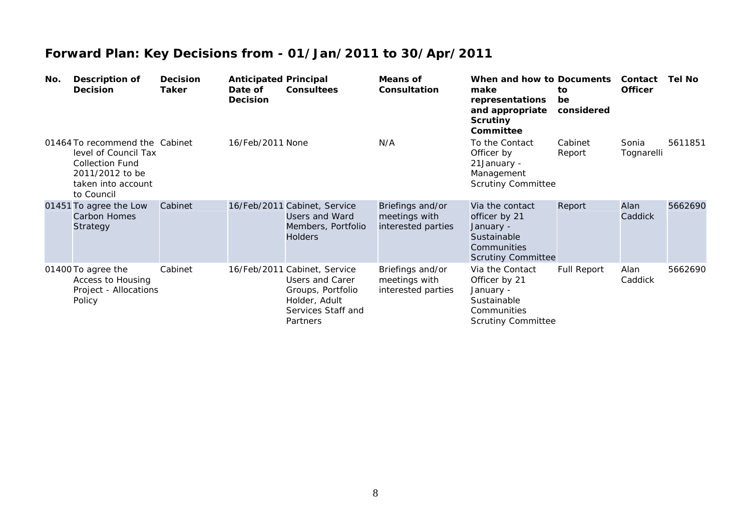# Forward Plan: Key Decisions from - 01/Jan/2011 to 30/Apr/2011

| No. | Description of Decision | Decision Taker | Anticipated Date of Decision | Principal Consultees | Means of Consultation | When and how to make representations and appropriate Scrutiny Committee | Documents to be considered | Contact Officer | Tel No |
|---|---|---|---|---|---|---|---|---|---|
| 01464 | To recommend the level of Council Tax Collection Fund 2011/2012 to be taken into account to Council | Cabinet | 16/Feb/2011 | None | N/A | To the Contact Officer by 21January - Management Scrutiny Committee | Cabinet Report | Sonia Tognarelli | 5611851 |
| 01451 | To agree the Low Carbon Homes Strategy | Cabinet | 16/Feb/2011 | Cabinet, Service Users and Ward Members, Portfolio Holders | Briefings and/or meetings with interested parties | Via the contact officer by 21 January - Sustainable Communities Scrutiny Committee | Report | Alan Caddick | 5662690 |
| 01400 | To agree the Access to Housing Project - Allocations Policy | Cabinet | 16/Feb/2011 | Cabinet, Service Users and Carer Groups, Portfolio Holder, Adult Services Staff and Partners | Briefings and/or meetings with interested parties | Via the Contact Officer by 21 January - Sustainable Communities Scrutiny Committee | Full Report | Alan Caddick | 5662690 |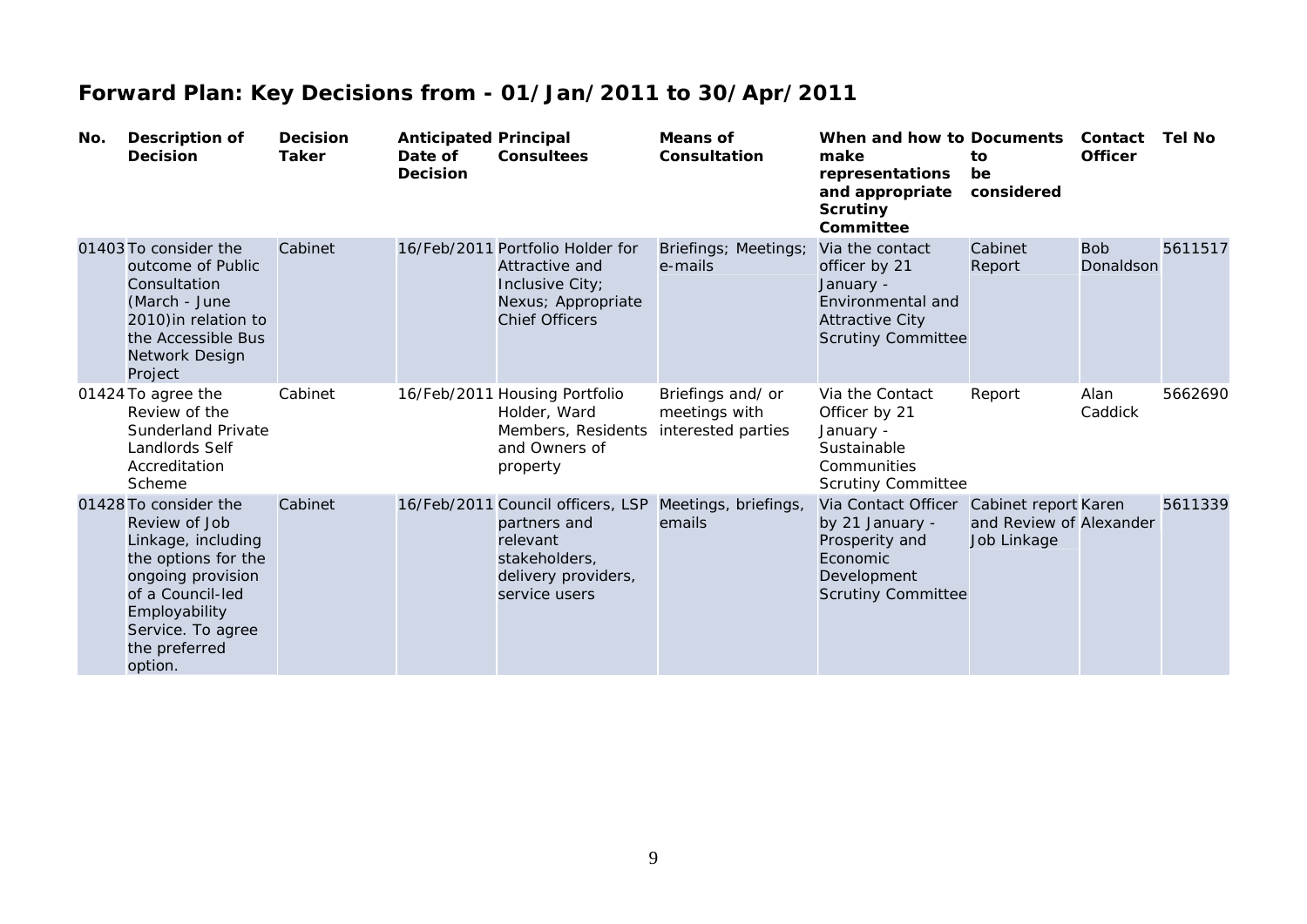# Forward Plan: Key Decisions from - 01/Jan/2011 to 30/Apr/2011

| No. | Description of Decision | Decision Taker | Anticipated Date of Decision | Principal Consultees | Means of Consultation | When and how to make representations and appropriate Scrutiny Committee | Documents to be considered | Contact Officer | Tel No |
|---|---|---|---|---|---|---|---|---|---|
| 01403 | To consider the outcome of Public Consultation (March - June 2010)in relation to the Accessible Bus Network Design Project | Cabinet | 16/Feb/2011 | Portfolio Holder for Attractive and Inclusive City; Nexus; Appropriate Chief Officers | Briefings; Meetings; e-mails | Via the contact officer by 21 January - Environmental and Attractive City Scrutiny Committee | Cabinet Report | Bob Donaldson | 5611517 |
| 01424 | To agree the Review of the Sunderland Private Landlords Self Accreditation Scheme | Cabinet | 16/Feb/2011 | Housing Portfolio Holder, Ward Members, Residents and Owners of property | Briefings and/ or meetings with interested parties | Via the Contact Officer by 21 January - Sustainable Communities Scrutiny Committee | Report | Alan Caddick | 5662690 |
| 01428 | To consider the Review of Job Linkage, including the options for the ongoing provision of a Council-led Employability Service. To agree the preferred option. | Cabinet | 16/Feb/2011 | Council officers, LSP partners and relevant stakeholders, delivery providers, service users | Meetings, briefings, emails | Via Contact Officer by 21 January - Prosperity and Economic Development Scrutiny Committee | Cabinet report and Review of Job Linkage | Karen Alexander | 5611339 |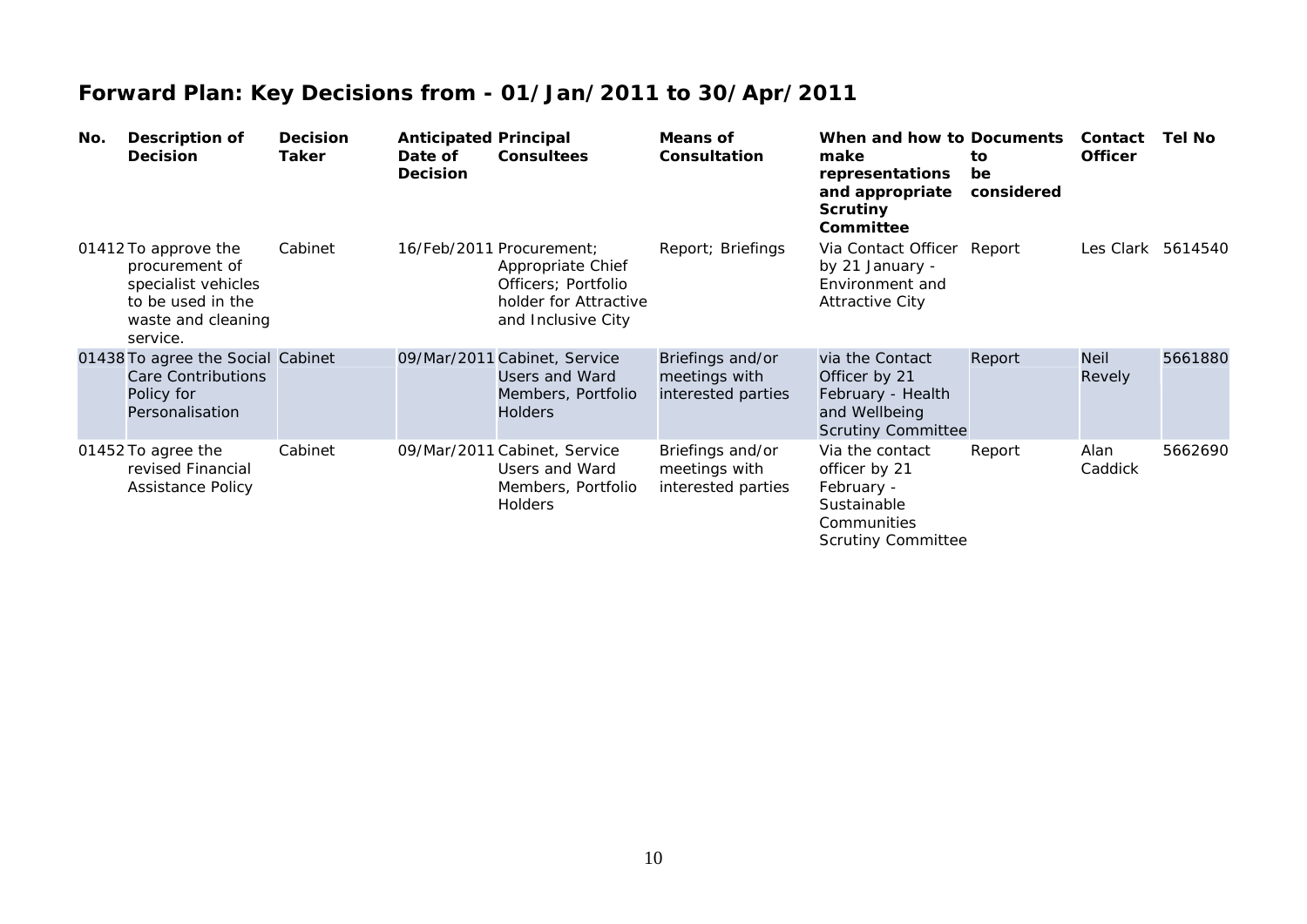## Forward Plan: Key Decisions from - 01/Jan/2011 to 30/Apr/2011

| No. | Description of Decision | Decision Taker | Anticipated Date of Decision | Principal Consultees | Means of Consultation | When and how to make representations and appropriate Scrutiny Committee | Documents to be considered | Contact Officer | Tel No |
|---|---|---|---|---|---|---|---|---|---|
| 01412 | To approve the procurement of specialist vehicles to be used in the waste and cleaning service. | Cabinet | 16/Feb/2011 | Procurement; Appropriate Chief Officers; Portfolio holder for Attractive and Inclusive City | Report; Briefings | Via Contact Officer by 21 January - Environment and Attractive City | Report | Les Clark | 5614540 |
| 01438 | To agree the Social Care Contributions Policy for Personalisation | Cabinet | 09/Mar/2011 | Cabinet, Service Users and Ward Members, Portfolio Holders | Briefings and/or meetings with interested parties | via the Contact Officer by 21 February - Health and Wellbeing Scrutiny Committee | Report | Neil Revely | 5661880 |
| 01452 | To agree the revised Financial Assistance Policy | Cabinet | 09/Mar/2011 | Cabinet, Service Users and Ward Members, Portfolio Holders | Briefings and/or meetings with interested parties | Via the contact officer by 21 February - Sustainable Communities Scrutiny Committee | Report | Alan Caddick | 5662690 |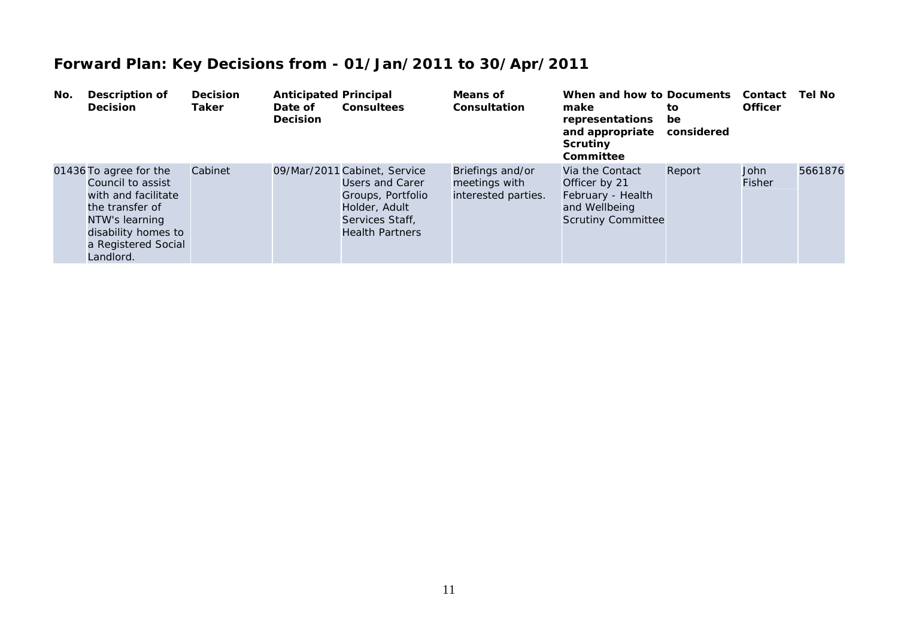# Forward Plan: Key Decisions from - 01/Jan/2011 to 30/Apr/2011

| No. | Description of Decision | Decision Taker | Anticipated Date of Decision | Principal Consultees | Means of Consultation | When and how to make representations and appropriate Scrutiny Committee | Documents to be considered | Contact Officer | Tel No |
|---|---|---|---|---|---|---|---|---|---|
| 01436 | To agree for the Council to assist with and facilitate the transfer of NTW's learning disability homes to a Registered Social Landlord. | Cabinet | 09/Mar/2011 | Cabinet, Service Users and Carer Groups, Portfolio Holder, Adult Services Staff, Health Partners | Briefings and/or meetings with interested parties. | Via the Contact Officer by 21 February - Health and Wellbeing Scrutiny Committee | Report | John Fisher | 5661876 |